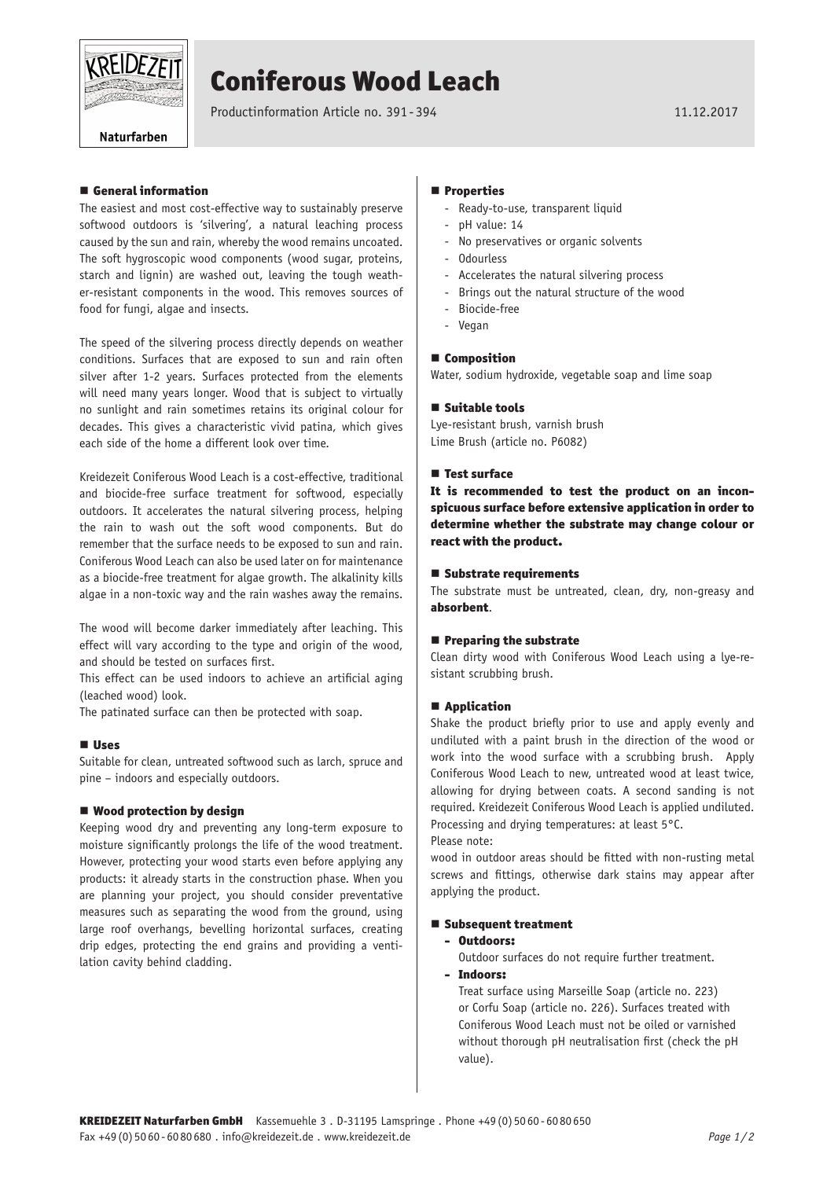# Coniferous Wood Leach

Productinformation Article no. 391 - 394 11.12.2017

## General information

The easiest and most cost-effective way to sustainably preserve softwood outdoors is 'silvering', a natural leaching process caused by the sun and rain, whereby the wood remains uncoated. The soft hygroscopic wood components (wood sugar, proteins, starch and lignin) are washed out, leaving the tough weather-resistant components in the wood. This removes sources of food for fungi, algae and insects.

The speed of the silvering process directly depends on weather conditions. Surfaces that are exposed to sun and rain often silver after 1-2 years. Surfaces protected from the elements will need many years longer. Wood that is subject to virtually no sunlight and rain sometimes retains its original colour for decades. This gives a characteristic vivid patina, which gives each side of the home a different look over time.

Kreidezeit Coniferous Wood Leach is a cost-effective, traditional and biocide-free surface treatment for softwood, especially outdoors. It accelerates the natural silvering process, helping the rain to wash out the soft wood components. But do remember that the surface needs to be exposed to sun and rain. Coniferous Wood Leach can also be used later on for maintenance as a biocide-free treatment for algae growth. The alkalinity kills algae in a non-toxic way and the rain washes away the remains.

The wood will become darker immediately after leaching. This effect will vary according to the type and origin of the wood, and should be tested on surfaces first.

This effect can be used indoors to achieve an artificial aging (leached wood) look.

The patinated surface can then be protected with soap.

## Uses

Suitable for clean, untreated softwood such as larch, spruce and pine – indoors and especially outdoors.

## Wood protection by design

Keeping wood dry and preventing any long-term exposure to moisture significantly prolongs the life of the wood treatment. However, protecting your wood starts even before applying any products: it already starts in the construction phase. When you are planning your project, you should consider preventative measures such as separating the wood from the ground, using large roof overhangs, bevelling horizontal surfaces, creating drip edges, protecting the end grains and providing a ventilation cavity behind cladding.

## Properties

- Ready-to-use, transparent liquid
- pH value: 14
- No preservatives or organic solvents
- Odourless
- Accelerates the natural silvering process
- Brings out the natural structure of the wood
- Biocide-free
- Vegan

## Composition

Water, sodium hydroxide, vegetable soap and lime soap

## Suitable tools

Lye-resistant brush, varnish brush
Lime Brush (article no. P6082)

## Test surface

**It is recommended to test the product on an inconspicuous surface before extensive application in order to determine whether the substrate may change colour or react with the product.**

## Substrate requirements

The substrate must be untreated, clean, dry, non-greasy and **absorbent**.

## Preparing the substrate

Clean dirty wood with Coniferous Wood Leach using a lye-resistant scrubbing brush.

## Application

Shake the product briefly prior to use and apply evenly and undiluted with a paint brush in the direction of the wood or work into the wood surface with a scrubbing brush. Apply Coniferous Wood Leach to new, untreated wood at least twice, allowing for drying between coats. A second sanding is not required. Kreidezeit Coniferous Wood Leach is applied undiluted. Processing and drying temperatures: at least 5°C.

Please note:

wood in outdoor areas should be fitted with non-rusting metal screws and fittings, otherwise dark stains may appear after applying the product.

## Subsequent treatment

- **Outdoors:**
  Outdoor surfaces do not require further treatment.
- **Indoors:**
  Treat surface using Marseille Soap (article no. 223) or Corfu Soap (article no. 226). Surfaces treated with Coniferous Wood Leach must not be oiled or varnished without thorough pH neutralisation first (check the pH value).

**KREIDEZEIT Naturfarben GmbH** Kassemuehle 3 . D-31195 Lamspringe . Phone +49 (0) 50 60 - 60 80 650
Fax +49 (0) 50 60 - 60 80 680 . info@kreidezeit.de . www.kreidezeit.de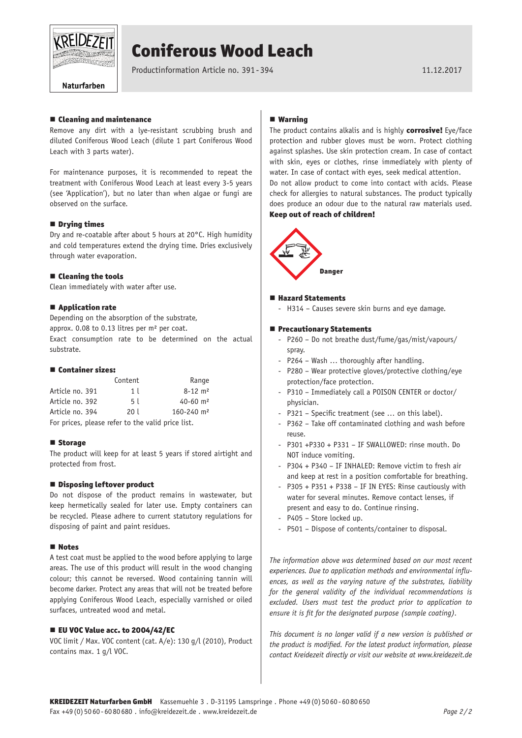# Coniferous Wood Leach

Productinformation Article no. 391 - 394

11.12.2017

## Cleaning and maintenance

Remove any dirt with a lye-resistant scrubbing brush and diluted Coniferous Wood Leach (dilute 1 part Coniferous Wood Leach with 3 parts water).

For maintenance purposes, it is recommended to repeat the treatment with Coniferous Wood Leach at least every 3-5 years (see 'Application'), but no later than when algae or fungi are observed on the surface.

## Drying times

Dry and re-coatable after about 5 hours at 20°C. High humidity and cold temperatures extend the drying time. Dries exclusively through water evaporation.

## Cleaning the tools

Clean immediately with water after use.

## Application rate

Depending on the absorption of the substrate,
approx. 0.08 to 0.13 litres per m² per coat.
Exact consumption rate to be determined on the actual substrate.

## Container sizes:

| | Content | Range |
|---|---|---|
| Article no. 391 | 1 l | 8-12 m² |
| Article no. 392 | 5 l | 40-60 m² |
| Article no. 394 | 20 l | 160-240 m² |

For prices, please refer to the valid price list.

## Storage

The product will keep for at least 5 years if stored airtight and protected from frost.

## Disposing leftover product

Do not dispose of the product remains in wastewater, but keep hermetically sealed for later use. Empty containers can be recycled. Please adhere to current statutory regulations for disposing of paint and paint residues.

## Notes

A test coat must be applied to the wood before applying to large areas. The use of this product will result in the wood changing colour; this cannot be reversed. Wood containing tannin will become darker. Protect any areas that will not be treated before applying Coniferous Wood Leach, especially varnished or oiled surfaces, untreated wood and metal.

## EU VOC Value acc. to 2004/42/EC

VOC limit / Max. VOC content (cat. A/e): 130 g/l (2010), Product contains max. 1 g/l VOC.

## Warning

The product contains alkalis and is highly **corrosive!** Eye/face protection and rubber gloves must be worn. Protect clothing against splashes. Use skin protection cream. In case of contact with skin, eyes or clothes, rinse immediately with plenty of water. In case of contact with eyes, seek medical attention.
Do not allow product to come into contact with acids. Please check for allergies to natural substances. The product typically does produce an odour due to the natural raw materials used.
**Keep out of reach of children!**

**Danger**

## Hazard Statements

- H314 – Causes severe skin burns and eye damage.

## Precautionary Statements

- P260 – Do not breathe dust/fume/gas/mist/vapours/ spray.
- P264 – Wash … thoroughly after handling.
- P280 – Wear protective gloves/protective clothing/eye protection/face protection.
- P310 – Immediately call a POISON CENTER or doctor/ physician.
- P321 – Specific treatment (see … on this label).
- P362 – Take off contaminated clothing and wash before reuse.
- P301 +P330 + P331 – IF SWALLOWED: rinse mouth. Do NOT induce vomiting.
- P304 + P340 – IF INHALED: Remove victim to fresh air and keep at rest in a position comfortable for breathing.
- P305 + P351 + P338 – IF IN EYES: Rinse cautiously with water for several minutes. Remove contact lenses, if present and easy to do. Continue rinsing.
- P405 – Store locked up.
- P501 – Dispose of contents/container to disposal.

*The information above was determined based on our most recent experiences. Due to application methods and environmental influences, as well as the varying nature of the substrates, liability for the general validity of the individual recommendations is excluded. Users must test the product prior to application to ensure it is fit for the designated purpose (sample coating).*

*This document is no longer valid if a new version is published or the product is modified. For the latest product information, please contact Kreidezeit directly or visit our website at www.kreidezeit.de*

**KREIDEZEIT Naturfarben GmbH** Kassemuehle 3 . D-31195 Lamspringe . Phone +49 (0) 50 60 - 60 80 650
Fax +49 (0) 50 60 - 60 80 680 . info@kreidezeit.de . www.kreidezeit.de